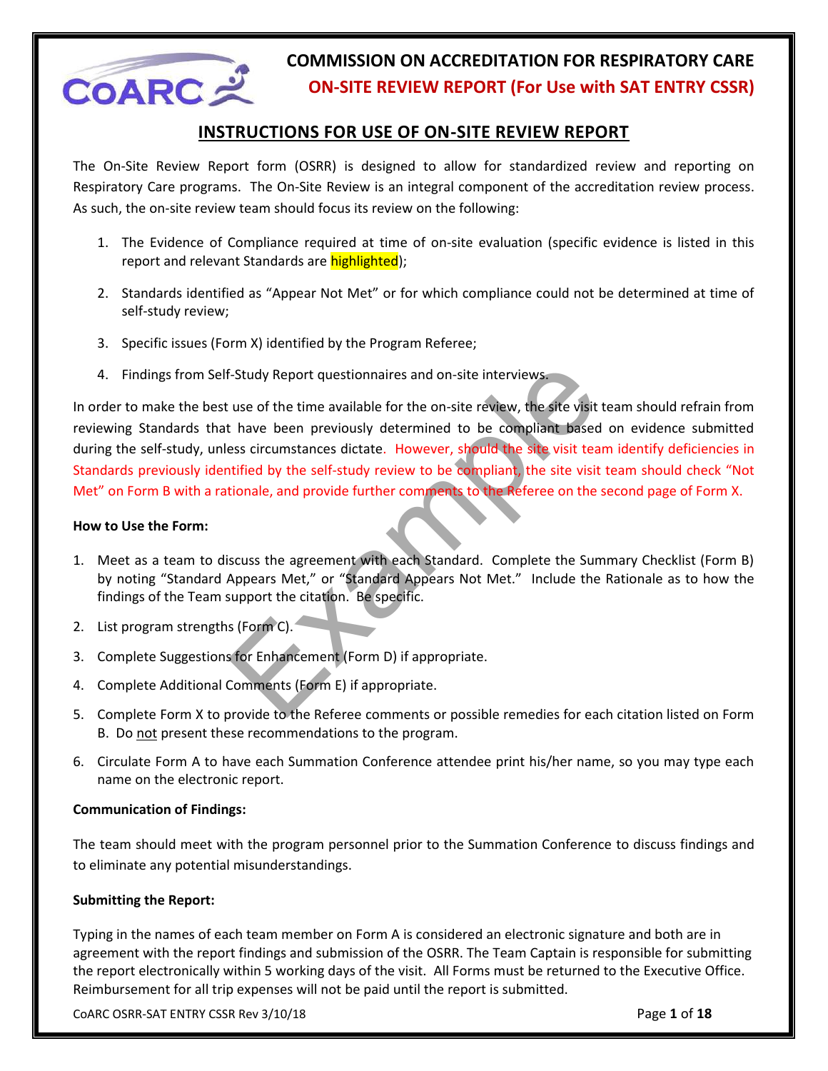# COMMISSION ON ACCREDITATION FOR RESPIRATORY CARE

## ON-SITE REVIEW REPORT (For Use with SAT ENTRY CSSR)

## INSTRUCTIONS FOR USE OF ON-SITE REVIEW REPORT

The On-Site Review Report form (OSRR) is designed to allow for standardized review and reporting on Respiratory Care programs. The On-Site Review is an integral component of the accreditation review process. As such, the on-site review team should focus its review on the following:

1. The Evidence of Compliance required at time of on-site evaluation (specific evidence is listed in this report and relevant Standards are highlighted);
2. Standards identified as "Appear Not Met" or for which compliance could not be determined at time of self-study review;
3. Specific issues (Form X) identified by the Program Referee;
4. Findings from Self-Study Report questionnaires and on-site interviews.

In order to make the best use of the time available for the on-site review, the site visit team should refrain from reviewing Standards that have been previously determined to be compliant based on evidence submitted during the self-study, unless circumstances dictate. However, should the site visit team identify deficiencies in Standards previously identified by the self-study review to be compliant, the site visit team should check "Not Met" on Form B with a rationale, and provide further comments to the Referee on the second page of Form X.

**How to Use the Form:**

1. Meet as a team to discuss the agreement with each Standard. Complete the Summary Checklist (Form B) by noting "Standard Appears Met," or "Standard Appears Not Met." Include the Rationale as to how the findings of the Team support the citation. Be specific.
2. List program strengths (Form C).
3. Complete Suggestions for Enhancement (Form D) if appropriate.
4. Complete Additional Comments (Form E) if appropriate.
5. Complete Form X to provide to the Referee comments or possible remedies for each citation listed on Form B. Do not present these recommendations to the program.
6. Circulate Form A to have each Summation Conference attendee print his/her name, so you may type each name on the electronic report.

**Communication of Findings:**

The team should meet with the program personnel prior to the Summation Conference to discuss findings and to eliminate any potential misunderstandings.

**Submitting the Report:**

Typing in the names of each team member on Form A is considered an electronic signature and both are in agreement with the report findings and submission of the OSRR. The Team Captain is responsible for submitting the report electronically within 5 working days of the visit. All Forms must be returned to the Executive Office. Reimbursement for all trip expenses will not be paid until the report is submitted.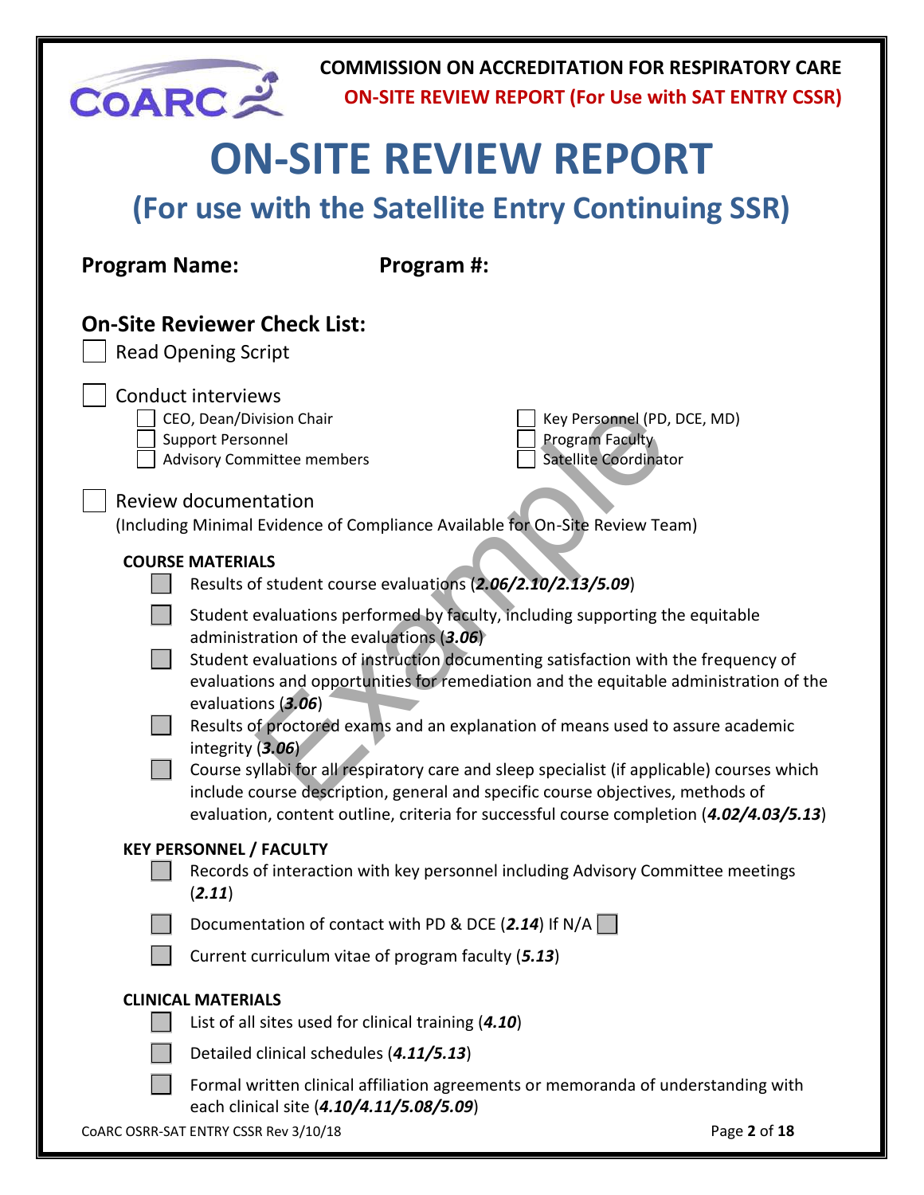# ON-SITE REVIEW REPORT

## (For use with the Satellite Entry Continuing SSR)

**Program Name:** **Program #:**

## On-Site Reviewer Check List:

- ☐ Read Opening Script
- ☐ Conduct interviews
  - ☐ CEO, Dean/Division Chair
  - ☐ Support Personnel
  - ☐ Advisory Committee members
  - ☐ Key Personnel (PD, DCE, MD)
  - ☐ Program Faculty
  - ☐ Satellite Coordinator
- ☐ Review documentation
  (Including Minimal Evidence of Compliance Available for On-Site Review Team)

**COURSE MATERIALS**

- ☐ Results of student course evaluations (***2.06/2.10/2.13/5.09***)
- ☐ Student evaluations performed by faculty, including supporting the equitable administration of the evaluations (***3.06***)
- ☐ Student evaluations of instruction documenting satisfaction with the frequency of evaluations and opportunities for remediation and the equitable administration of the evaluations (***3.06***)
- ☐ Results of proctored exams and an explanation of means used to assure academic integrity (***3.06***)
- ☐ Course syllabi for all respiratory care and sleep specialist (if applicable) courses which include course description, general and specific course objectives, methods of evaluation, content outline, criteria for successful course completion (***4.02/4.03/5.13***)

**KEY PERSONNEL / FACULTY**

- ☐ Records of interaction with key personnel including Advisory Committee meetings (***2.11***)
- ☐ Documentation of contact with PD & DCE (***2.14***) If N/A ☐
- ☐ Current curriculum vitae of program faculty (***5.13***)

**CLINICAL MATERIALS**

- ☐ List of all sites used for clinical training (***4.10***)
- ☐ Detailed clinical schedules (***4.11/5.13***)
- ☐ Formal written clinical affiliation agreements or memoranda of understanding with each clinical site (***4.10/4.11/5.08/5.09***)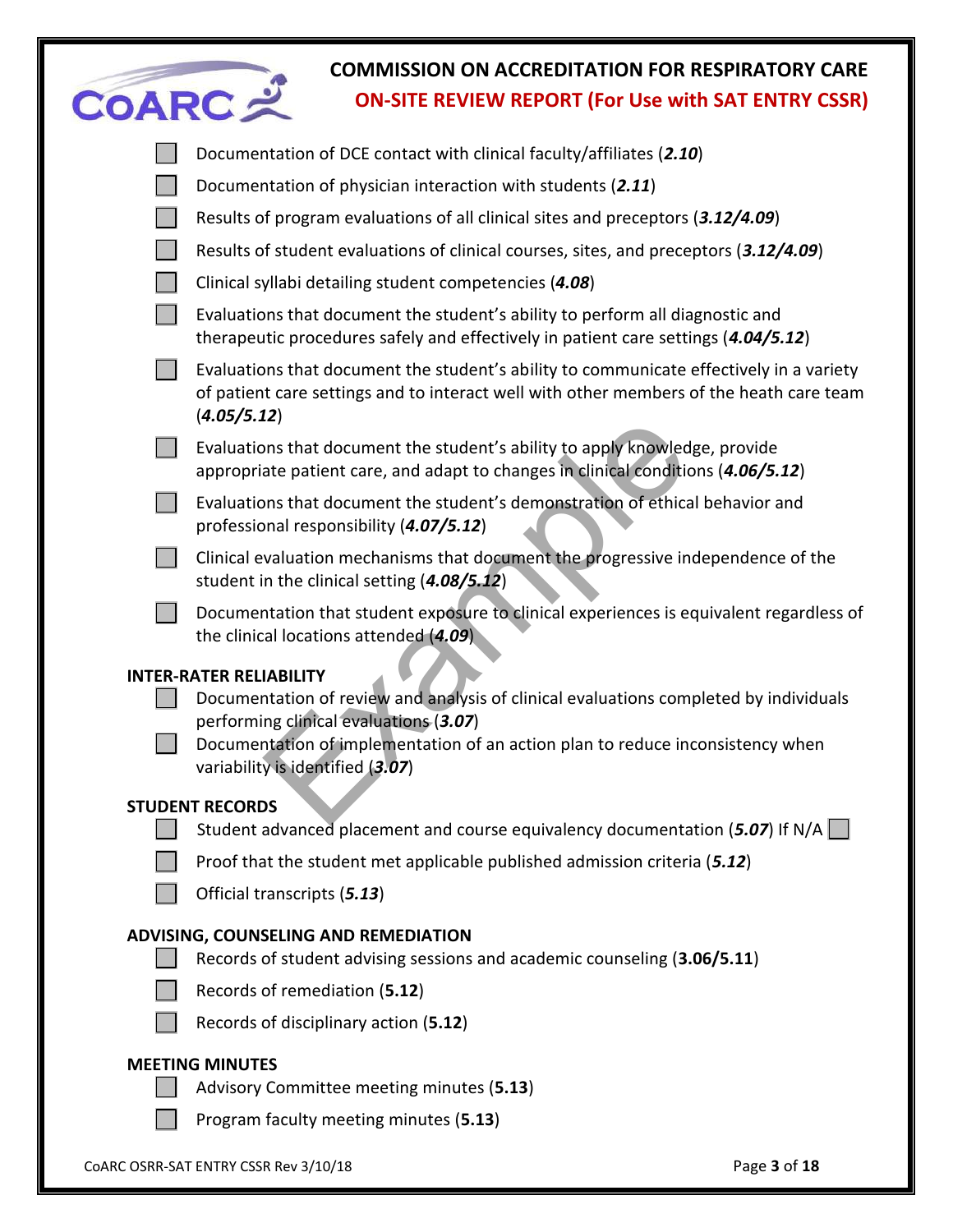- [ ] Documentation of DCE contact with clinical faculty/affiliates (***2.10***)
- [ ] Documentation of physician interaction with students (***2.11***)
- [ ] Results of program evaluations of all clinical sites and preceptors (***3.12/4.09***)
- [ ] Results of student evaluations of clinical courses, sites, and preceptors (***3.12/4.09***)
- [ ] Clinical syllabi detailing student competencies (***4.08***)
- [ ] Evaluations that document the student's ability to perform all diagnostic and therapeutic procedures safely and effectively in patient care settings (***4.04/5.12***)
- [ ] Evaluations that document the student's ability to communicate effectively in a variety of patient care settings and to interact well with other members of the heath care team (***4.05/5.12***)
- [ ] Evaluations that document the student's ability to apply knowledge, provide appropriate patient care, and adapt to changes in clinical conditions (***4.06/5.12***)
- [ ] Evaluations that document the student's demonstration of ethical behavior and professional responsibility (***4.07/5.12***)
- [ ] Clinical evaluation mechanisms that document the progressive independence of the student in the clinical setting (***4.08/5.12***)
- [ ] Documentation that student exposure to clinical experiences is equivalent regardless of the clinical locations attended (***4.09***)

**INTER-RATER RELIABILITY**

- [ ] Documentation of review and analysis of clinical evaluations completed by individuals performing clinical evaluations (***3.07***)
- [ ] Documentation of implementation of an action plan to reduce inconsistency when variability is identified (***3.07***)

**STUDENT RECORDS**

- [ ] Student advanced placement and course equivalency documentation (***5.07***) If N/A [ ]
- [ ] Proof that the student met applicable published admission criteria (***5.12***)
- [ ] Official transcripts (***5.13***)

**ADVISING, COUNSELING AND REMEDIATION**

- [ ] Records of student advising sessions and academic counseling (**3.06/5.11**)
- [ ] Records of remediation (**5.12**)
- [ ] Records of disciplinary action (**5.12**)

**MEETING MINUTES**

- [ ] Advisory Committee meeting minutes (**5.13**)
- [ ] Program faculty meeting minutes (**5.13**)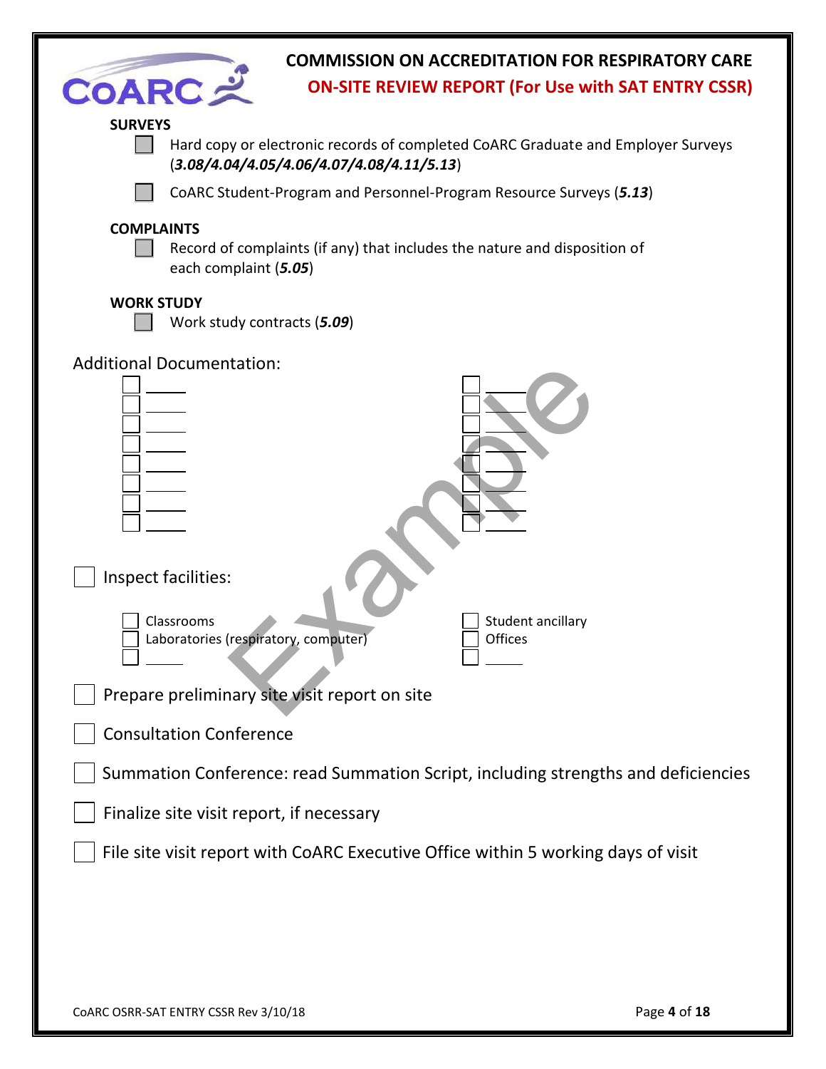**SURVEYS**

- [ ] Hard copy or electronic records of completed CoARC Graduate and Employer Surveys (***3.08/4.04/4.05/4.06/4.07/4.08/4.11/5.13***)
- [ ] CoARC Student-Program and Personnel-Program Resource Surveys (***5.13***)

**COMPLAINTS**

- [ ] Record of complaints (if any) that includes the nature and disposition of each complaint (***5.05***)

**WORK STUDY**

- [ ] Work study contracts (***5.09***)

Additional Documentation:

- [ ] ______
- [ ] ______
- [ ] ______
- [ ] ______
- [ ] ______
- [ ] ______
- [ ] ______
- [ ] ______
- [ ] ______
- [ ] ______
- [ ] ______
- [ ] ______
- [ ] ______
- [ ] ______
- [ ] ______
- [ ] ______

- [ ] Inspect facilities:
  - [ ] Classrooms
  - [ ] Laboratories (respiratory, computer)
  - [ ] ______
  - [ ] Student ancillary
  - [ ] Offices
  - [ ] ______
- [ ] Prepare preliminary site visit report on site
- [ ] Consultation Conference
- [ ] Summation Conference: read Summation Script, including strengths and deficiencies
- [ ] Finalize site visit report, if necessary
- [ ] File site visit report with CoARC Executive Office within 5 working days of visit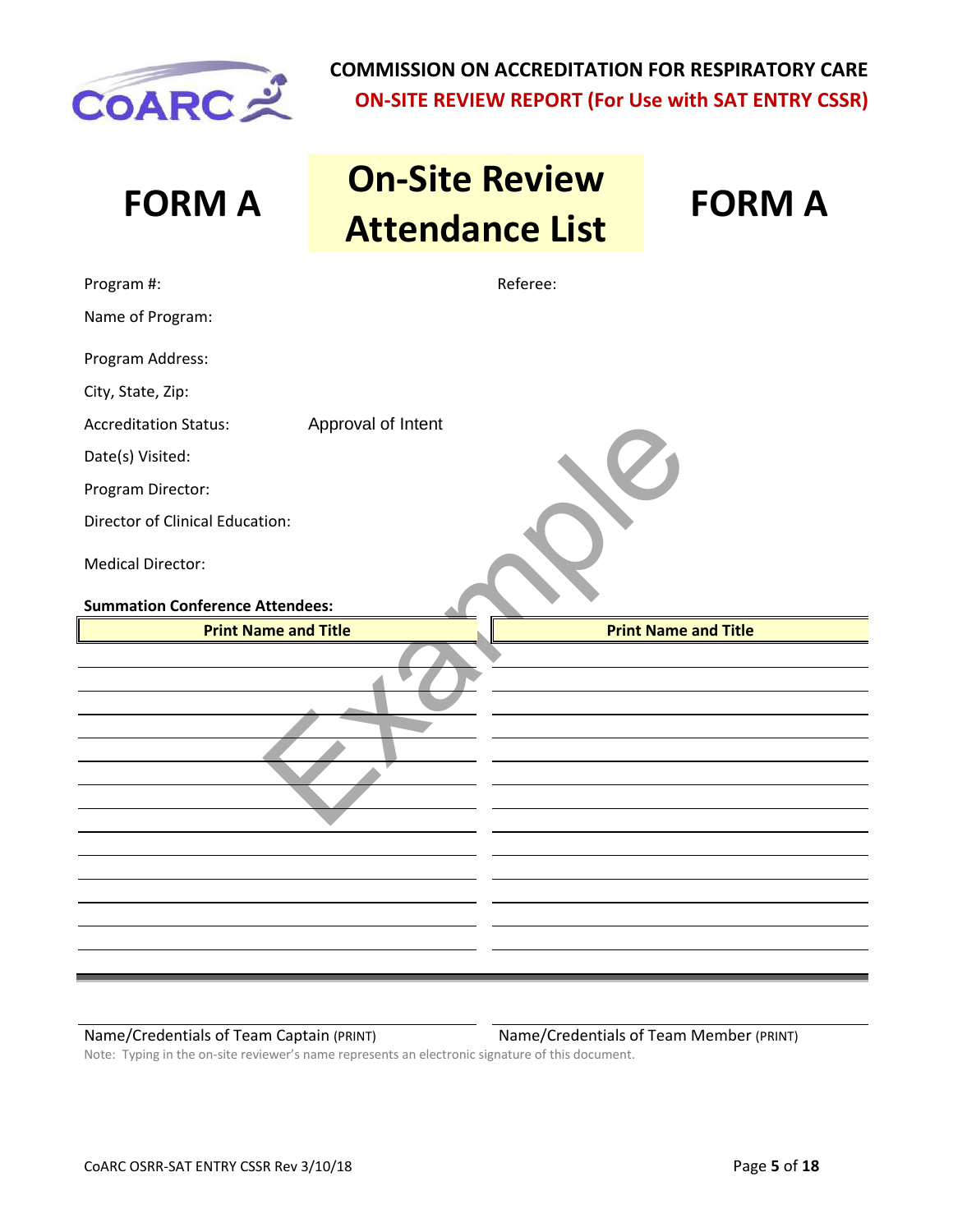**COMMISSION ON ACCREDITATION FOR RESPIRATORY CARE**
**ON-SITE REVIEW REPORT (For Use with SAT ENTRY CSSR)**

# FORM A — On-Site Review Attendance List — FORM A

Program #: 

Referee: 

Name of Program: 

Program Address: 

City, State, Zip: 

Accreditation Status: Approval of Intent

Date(s) Visited: 

Program Director: 

Director of Clinical Education: 

Medical Director: 

Example

**Summation Conference Attendees:**

| Print Name and Title | Print Name and Title |
|---|---|
| | |
| | |
| | |
| | |
| | |
| | |
| | |
| | |
| | |
| | |
| | |
| | |
| | |

Name/Credentials of Team Captain (PRINT)

Name/Credentials of Team Member (PRINT)

Note: Typing in the on-site reviewer's name represents an electronic signature of this document.

CoARC OSRR-SAT ENTRY CSSR Rev 3/10/18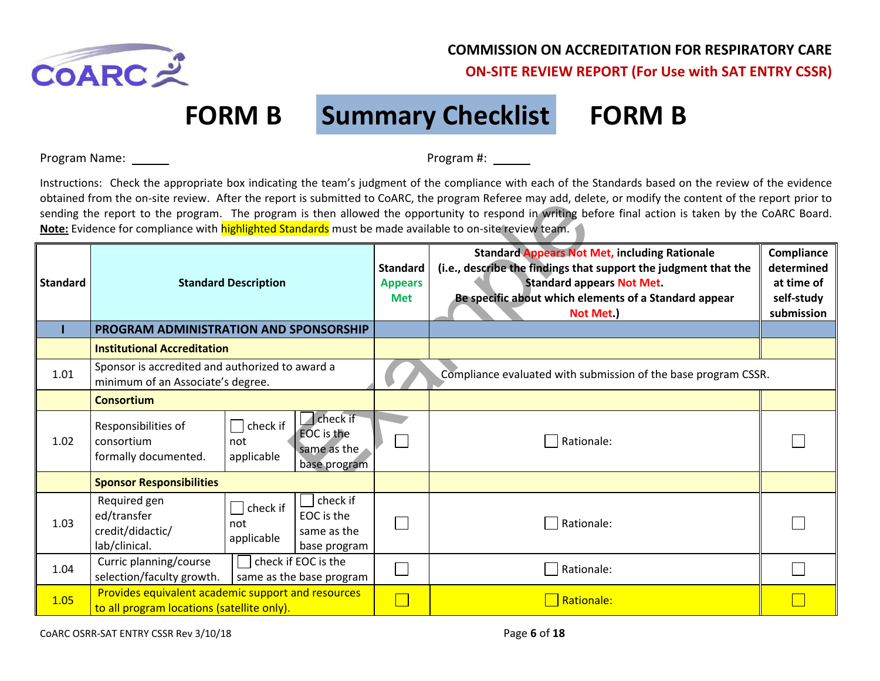**COMMISSION ON ACCREDITATION FOR RESPIRATORY CARE**

**ON-SITE REVIEW REPORT (For Use with SAT ENTRY CSSR)**

# FORM B Summary Checklist FORM B

Program Name: ______ Program #: ______

Instructions: Check the appropriate box indicating the team's judgment of the compliance with each of the Standards based on the review of the evidence obtained from the on-site review. After the report is submitted to CoARC, the program Referee may add, delete, or modify the content of the report prior to sending the report to the program. The program is then allowed the opportunity to respond in writing before final action is taken by the CoARC Board. **Note:** Evidence for compliance with highlighted Standards must be made available to on-site review team.

| Standard | Standard Description | | | Standard Appears Met | Standard Appears Not Met, including Rationale (i.e., describe the findings that support the judgment that the Standard appears Not Met. Be specific about which elements of a Standard appear Not Met.) | Compliance determined at time of self-study submission |
|---|---|---|---|---|---|---|
| **I** | **PROGRAM ADMINISTRATION AND SPONSORSHIP** | | | | | |
| | **Institutional Accreditation** | | | | | |
| 1.01 | Sponsor is accredited and authorized to award a minimum of an Associate's degree. | | | Compliance evaluated with submission of the base program CSSR. | | |
| | **Consortium** | | | | | |
| 1.02 | Responsibilities of consortium formally documented. | ☐ check if not applicable | ☐ check if EOC is the same as the base program | ☐ | ☐ Rationale: | ☐ |
| | **Sponsor Responsibilities** | | | | | |
| 1.03 | Required gen ed/transfer credit/didactic/ lab/clinical. | ☐ check if not applicable | ☐ check if EOC is the same as the base program | ☐ | ☐ Rationale: | ☐ |
| 1.04 | Curric planning/course selection/faculty growth. | ☐ check if EOC is the same as the base program | | ☐ | ☐ Rationale: | ☐ |
| 1.05 | Provides equivalent academic support and resources to all program locations (satellite only). | | | ☐ | ☐ Rationale: | ☐ |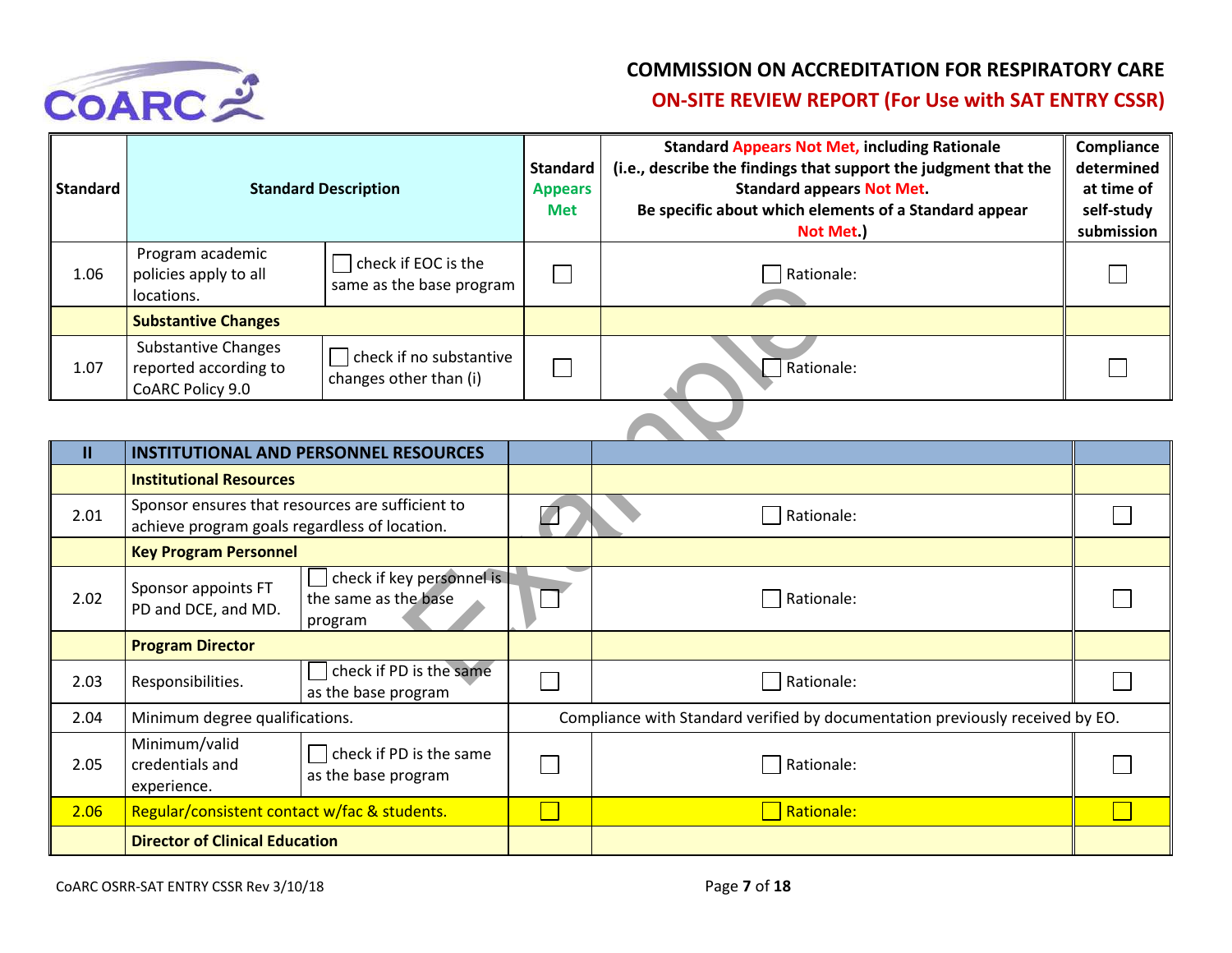# COMMISSION ON ACCREDITATION FOR RESPIRATORY CARE

## ON-SITE REVIEW REPORT (For Use with SAT ENTRY CSSR)

| Standard | Standard Description | | Standard Appears Met | Standard Appears Not Met, including Rationale (i.e., describe the findings that support the judgment that the Standard appears Not Met. Be specific about which elements of a Standard appear Not Met.) | Compliance determined at time of self-study submission |
|---|---|---|---|---|---|
| 1.06 | Program academic policies apply to all locations. | ☐ check if EOC is the same as the base program | ☐ | ☐ Rationale: | ☐ |
| | **Substantive Changes** | | | | |
| 1.07 | Substantive Changes reported according to CoARC Policy 9.0 | ☐ check if no substantive changes other than (i) | ☐ | ☐ Rationale: | ☐ |

| II | INSTITUTIONAL AND PERSONNEL RESOURCES | | | | |
|---|---|---|---|---|---|
| | **Institutional Resources** | | | | |
| 2.01 | Sponsor ensures that resources are sufficient to achieve program goals regardless of location. | | ☐ | ☐ Rationale: | ☐ |
| | **Key Program Personnel** | | | | |
| 2.02 | Sponsor appoints FT PD and DCE, and MD. | ☐ check if key personnel is the same as the base program | ☐ | ☐ Rationale: | ☐ |
| | **Program Director** | | | | |
| 2.03 | Responsibilities. | ☐ check if PD is the same as the base program | ☐ | ☐ Rationale: | ☐ |
| 2.04 | Minimum degree qualifications. | | Compliance with Standard verified by documentation previously received by EO. | | |
| 2.05 | Minimum/valid credentials and experience. | ☐ check if PD is the same as the base program | ☐ | ☐ Rationale: | ☐ |
| 2.06 | Regular/consistent contact w/fac & students. | | ☐ | ☐ Rationale: | ☐ |
| | **Director of Clinical Education** | | | | |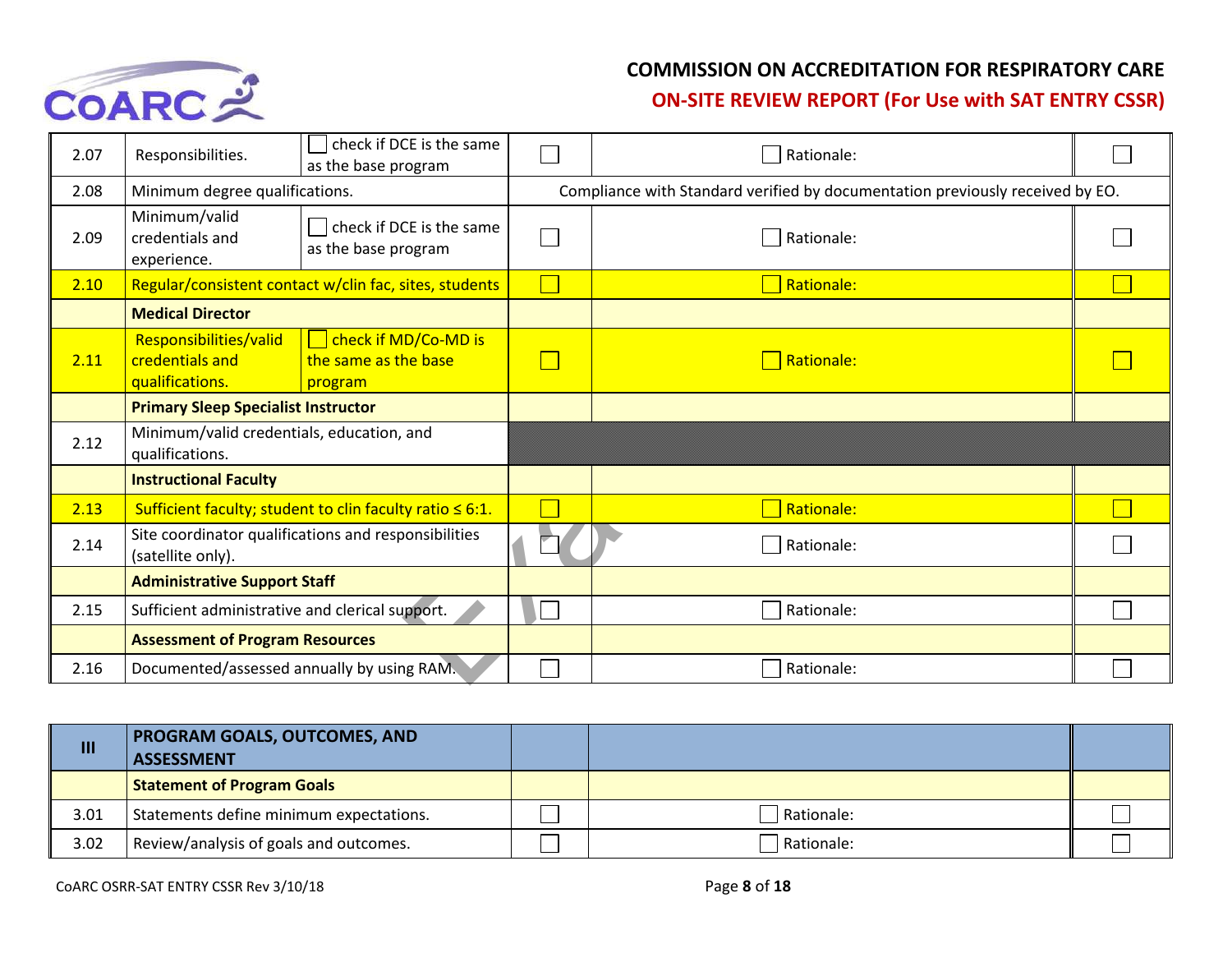| | | | | | |
|---|---|---|---|---|---|
| 2.07 | Responsibilities. | ☐ check if DCE is the same as the base program | ☐ | ☐ Rationale: | ☐ |
| 2.08 | Minimum degree qualifications. | | Compliance with Standard verified by documentation previously received by EO. | | |
| 2.09 | Minimum/valid credentials and experience. | ☐ check if DCE is the same as the base program | ☐ | ☐ Rationale: | ☐ |
| 2.10 | Regular/consistent contact w/clin fac, sites, students | | ☐ | ☐ Rationale: | ☐ |
| | **Medical Director** | | | | |
| 2.11 | Responsibilities/valid credentials and qualifications. | ☐ check if MD/Co-MD is the same as the base program | ☐ | ☐ Rationale: | ☐ |
| | **Primary Sleep Specialist Instructor** | | | | |
| 2.12 | Minimum/valid credentials, education, and qualifications. | | | | |
| | **Instructional Faculty** | | | | |
| 2.13 | Sufficient faculty; student to clin faculty ratio ≤ 6:1. | | ☐ | ☐ Rationale: | ☐ |
| 2.14 | Site coordinator qualifications and responsibilities (satellite only). | | ☐ | ☐ Rationale: | ☐ |
| | **Administrative Support Staff** | | | | |
| 2.15 | Sufficient administrative and clerical support. | | ☐ | ☐ Rationale: | ☐ |
| | **Assessment of Program Resources** | | | | |
| 2.16 | Documented/assessed annually by using RAM. | | ☐ | ☐ Rationale: | ☐ |

| | | | | |
|---|---|---|---|---|
| **III** | **PROGRAM GOALS, OUTCOMES, AND ASSESSMENT** | | | |
| | **Statement of Program Goals** | | | |
| 3.01 | Statements define minimum expectations. | ☐ | ☐ Rationale: | ☐ |
| 3.02 | Review/analysis of goals and outcomes. | ☐ | ☐ Rationale: | ☐ |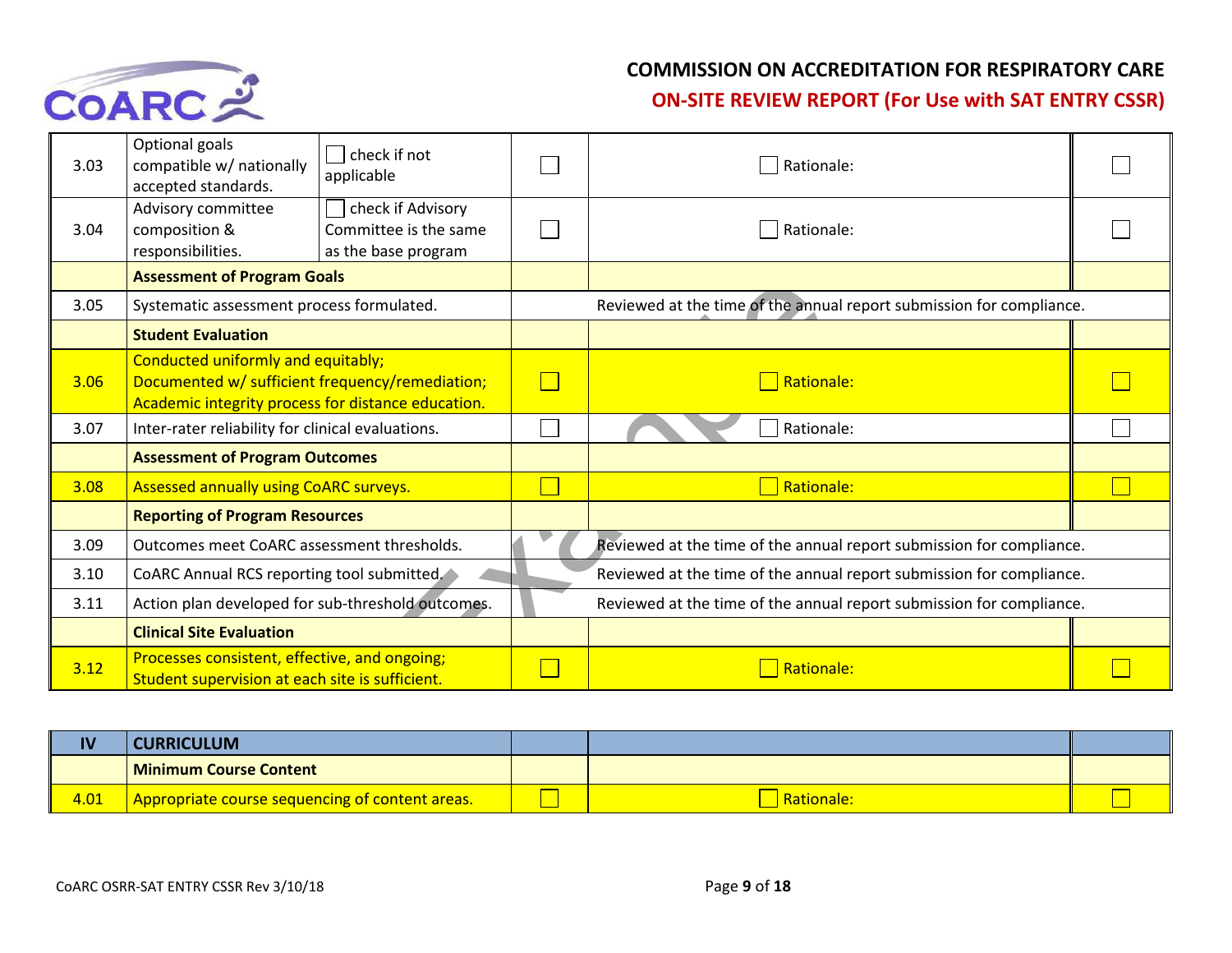| | | | | | |
|---|---|---|---|---|---|
| 3.03 | Optional goals compatible w/ nationally accepted standards. | ☐ check if not applicable | ☐ | ☐ Rationale: | ☐ |
| 3.04 | Advisory committee composition & responsibilities. | ☐ check if Advisory Committee is the same as the base program | ☐ | ☐ Rationale: | ☐ |
| | **Assessment of Program Goals** | | | | |
| 3.05 | Systematic assessment process formulated. | | | Reviewed at the time of the annual report submission for compliance. | |
| | **Student Evaluation** | | | | |
| 3.06 | Conducted uniformly and equitably; Documented w/ sufficient frequency/remediation; Academic integrity process for distance education. | | ☐ | ☐ Rationale: | ☐ |
| 3.07 | Inter-rater reliability for clinical evaluations. | | ☐ | ☐ Rationale: | ☐ |
| | **Assessment of Program Outcomes** | | | | |
| 3.08 | Assessed annually using CoARC surveys. | | ☐ | ☐ Rationale: | ☐ |
| | **Reporting of Program Resources** | | | | |
| 3.09 | Outcomes meet CoARC assessment thresholds. | | | Reviewed at the time of the annual report submission for compliance. | |
| 3.10 | CoARC Annual RCS reporting tool submitted. | | | Reviewed at the time of the annual report submission for compliance. | |
| 3.11 | Action plan developed for sub-threshold outcomes. | | | Reviewed at the time of the annual report submission for compliance. | |
| | **Clinical Site Evaluation** | | | | |
| 3.12 | Processes consistent, effective, and ongoing; Student supervision at each site is sufficient. | | ☐ | ☐ Rationale: | ☐ |

| | | | | |
|---|---|---|---|---|
| **IV** | **CURRICULUM** | | | |
| | **Minimum Course Content** | | | |
| 4.01 | Appropriate course sequencing of content areas. | ☐ | ☐ Rationale: | ☐ |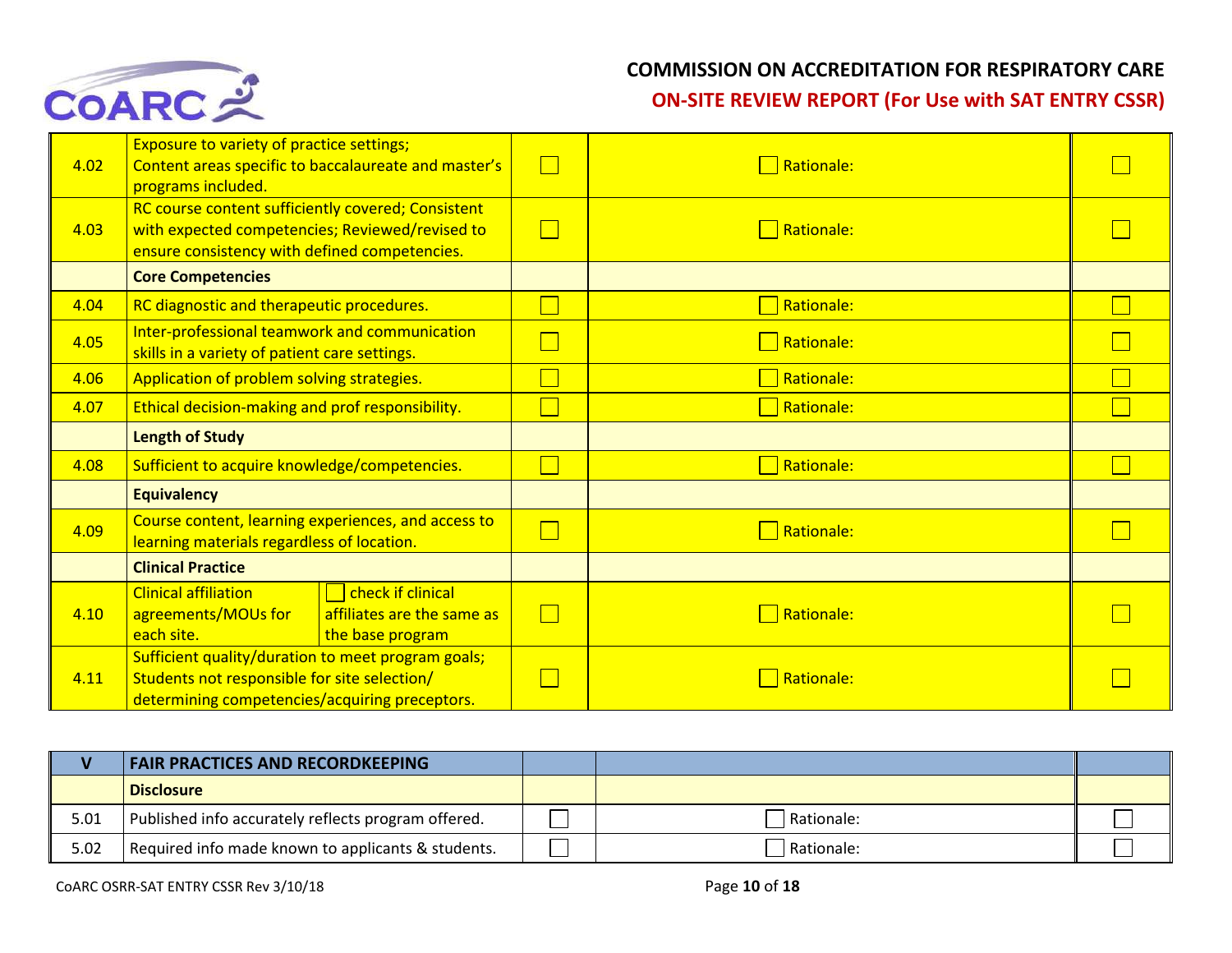| | | | | |
|---|---|---|---|---|
| 4.02 | Exposure to variety of practice settings; Content areas specific to baccalaureate and master's programs included. | ☐ | ☐ Rationale: | ☐ |
| 4.03 | RC course content sufficiently covered; Consistent with expected competencies; Reviewed/revised to ensure consistency with defined competencies. | ☐ | ☐ Rationale: | ☐ |
| | **Core Competencies** | | | |
| 4.04 | RC diagnostic and therapeutic procedures. | ☐ | ☐ Rationale: | ☐ |
| 4.05 | Inter-professional teamwork and communication skills in a variety of patient care settings. | ☐ | ☐ Rationale: | ☐ |
| 4.06 | Application of problem solving strategies. | ☐ | ☐ Rationale: | ☐ |
| 4.07 | Ethical decision-making and prof responsibility. | ☐ | ☐ Rationale: | ☐ |
| | **Length of Study** | | | |
| 4.08 | Sufficient to acquire knowledge/competencies. | ☐ | ☐ Rationale: | ☐ |
| | **Equivalency** | | | |
| 4.09 | Course content, learning experiences, and access to learning materials regardless of location. | ☐ | ☐ Rationale: | ☐ |
| | **Clinical Practice** | | | |
| 4.10 | Clinical affiliation agreements/MOUs for each site. ☐ check if clinical affiliates are the same as the base program | ☐ | ☐ Rationale: | ☐ |
| 4.11 | Sufficient quality/duration to meet program goals; Students not responsible for site selection/ determining competencies/acquiring preceptors. | ☐ | ☐ Rationale: | ☐ |

| **V** | **FAIR PRACTICES AND RECORDKEEPING** | | | |
|---|---|---|---|---|
| | **Disclosure** | | | |
| 5.01 | Published info accurately reflects program offered. | ☐ | ☐ Rationale: | ☐ |
| 5.02 | Required info made known to applicants & students. | ☐ | ☐ Rationale: | ☐ |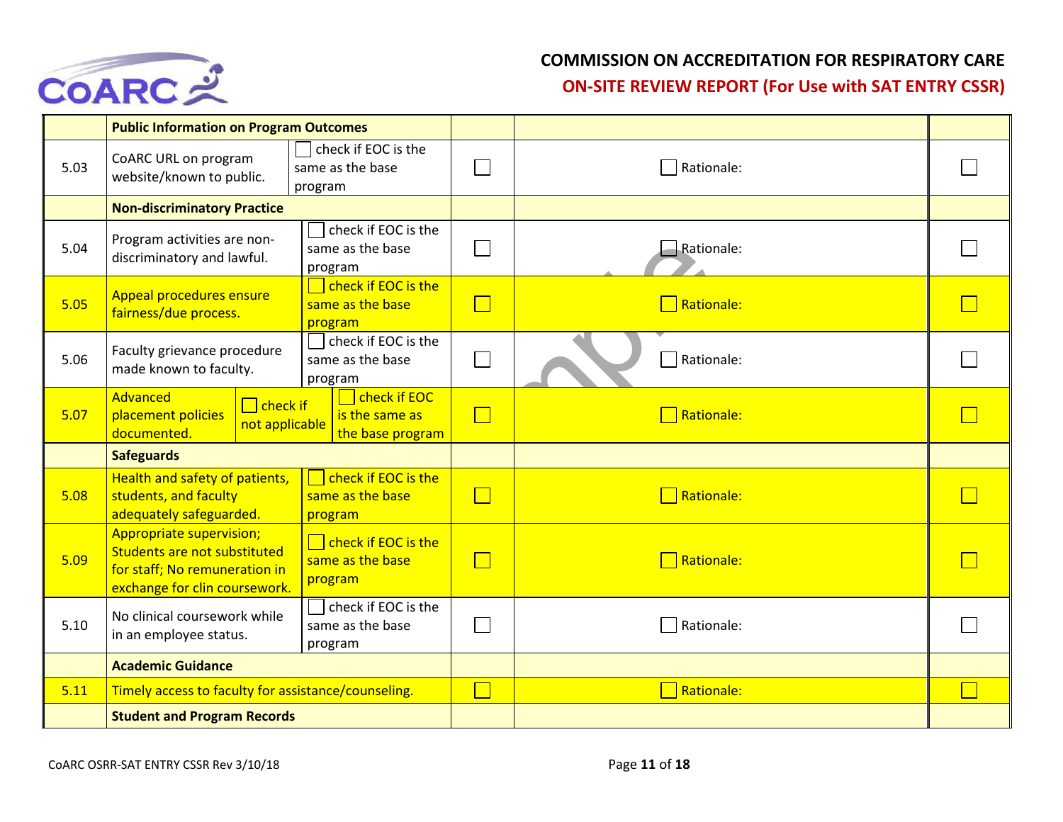| | | | | | |
|---|---|---|---|---|---|
| | **Public Information on Program Outcomes** | | | | |
| 5.03 | CoARC URL on program website/known to public. | ☐ check if EOC is the same as the base program | ☐ | ☐ Rationale: | ☐ |
| | **Non-discriminatory Practice** | | | | |
| 5.04 | Program activities are non-discriminatory and lawful. | ☐ check if EOC is the same as the base program | ☐ | ☐ Rationale: | ☐ |
| 5.05 | Appeal procedures ensure fairness/due process. | ☐ check if EOC is the same as the base program | ☐ | ☐ Rationale: | ☐ |
| 5.06 | Faculty grievance procedure made known to faculty. | ☐ check if EOC is the same as the base program | ☐ | ☐ Rationale: | ☐ |
| 5.07 | Advanced placement policies documented. ☐ check if not applicable | ☐ check if EOC is the same as the base program | ☐ | ☐ Rationale: | ☐ |
| | **Safeguards** | | | | |
| 5.08 | Health and safety of patients, students, and faculty adequately safeguarded. | ☐ check if EOC is the same as the base program | ☐ | ☐ Rationale: | ☐ |
| 5.09 | Appropriate supervision; Students are not substituted for staff; No remuneration in exchange for clin coursework. | ☐ check if EOC is the same as the base program | ☐ | ☐ Rationale: | ☐ |
| 5.10 | No clinical coursework while in an employee status. | ☐ check if EOC is the same as the base program | ☐ | ☐ Rationale: | ☐ |
| | **Academic Guidance** | | | | |
| 5.11 | Timely access to faculty for assistance/counseling. | | ☐ | ☐ Rationale: | ☐ |
| | **Student and Program Records** | | | | |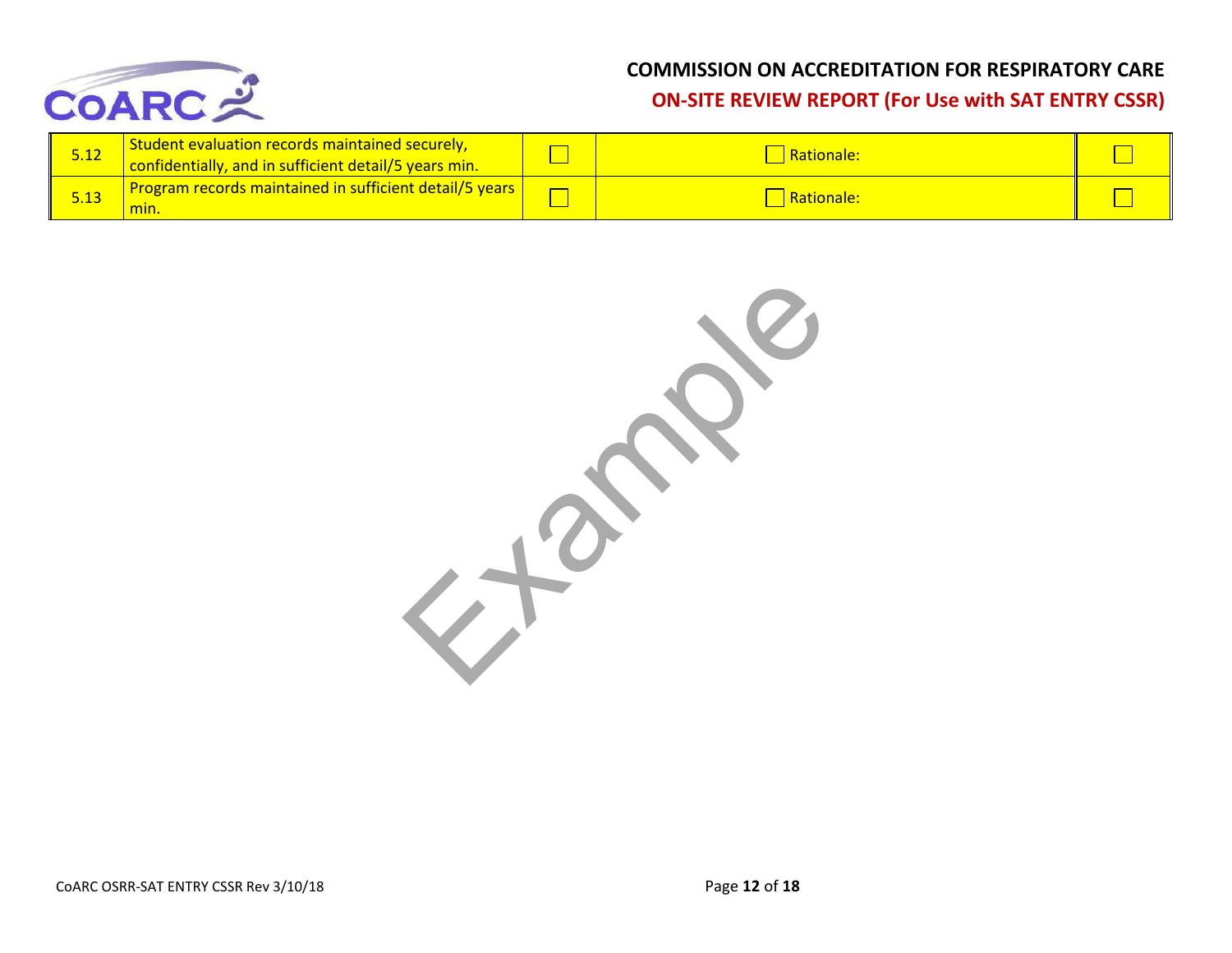| 5.12 | Student evaluation records maintained securely, confidentially, and in sufficient detail/5 years min. | ☐ | ☐ Rationale: | ☐ |
|---|---|---|---|---|
| 5.13 | Program records maintained in sufficient detail/5 years min. | ☐ | ☐ Rationale: | ☐ |

Example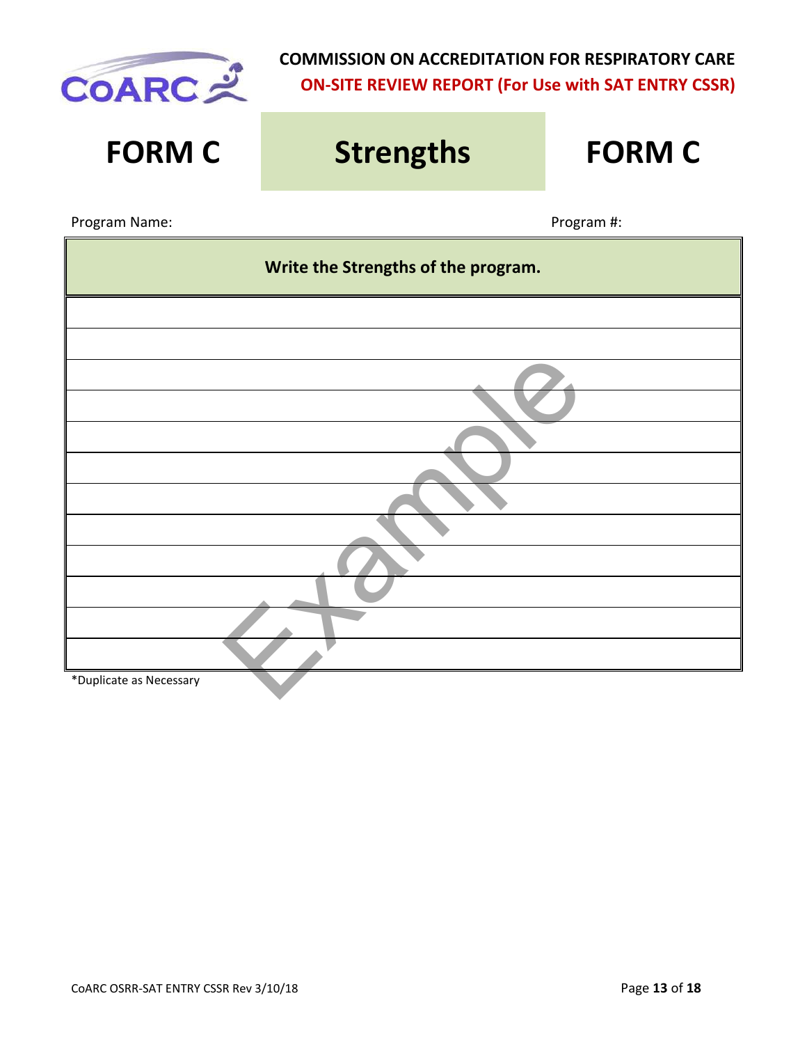**COMMISSION ON ACCREDITATION FOR RESPIRATORY CARE**

**ON-SITE REVIEW REPORT (For Use with SAT ENTRY CSSR)**

# FORM C — Strengths — FORM C

Program Name: Program #:

| Write the Strengths of the program. |
|---|
| |
| |
| |
| |
| |
| |
| |
| |
| |
| |
| |
| |

*Duplicate as Necessary

Example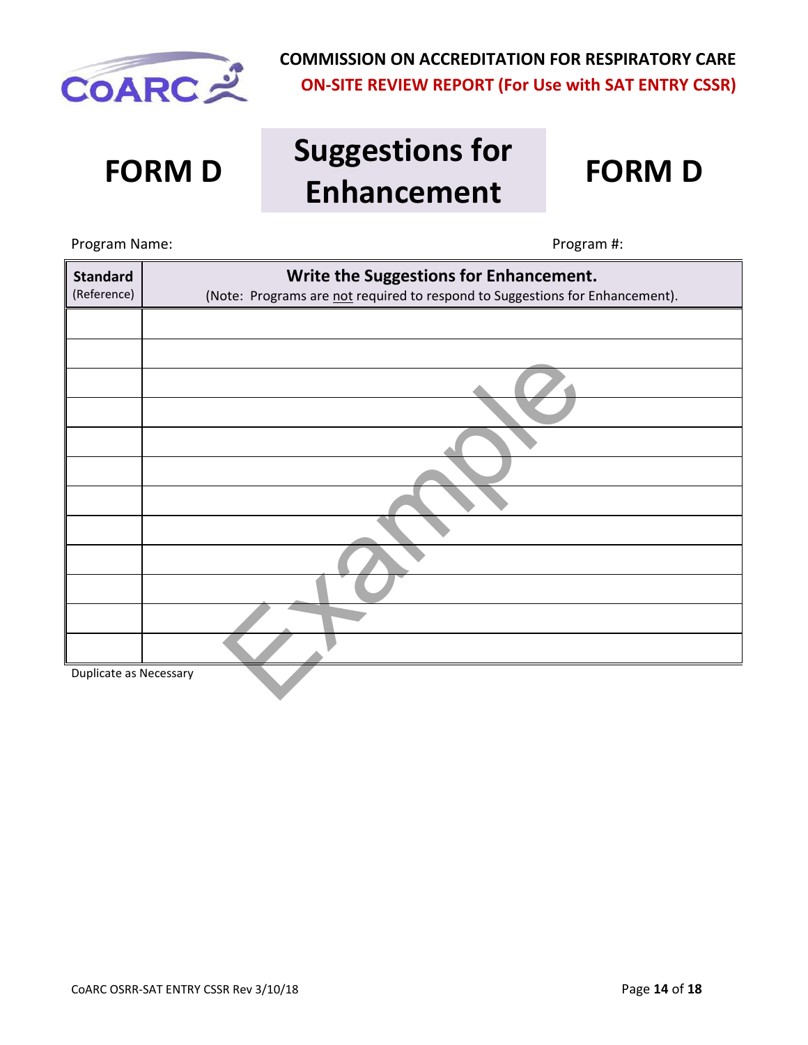**COMMISSION ON ACCREDITATION FOR RESPIRATORY CARE**

**ON-SITE REVIEW REPORT (For Use with SAT ENTRY CSSR)**

# FORM D — Suggestions for Enhancement — FORM D

Program Name: Program #:

| **Standard** (Reference) | **Write the Suggestions for Enhancement.** (Note: Programs are <u>not</u> required to respond to Suggestions for Enhancement). |
|---|---|
| | |
| | |
| | |
| | |
| | |
| | |
| | |
| | |
| | |
| | |
| | |
| | |

Duplicate as Necessary

Example

CoARC OSRR-SAT ENTRY CSSR Rev 3/10/18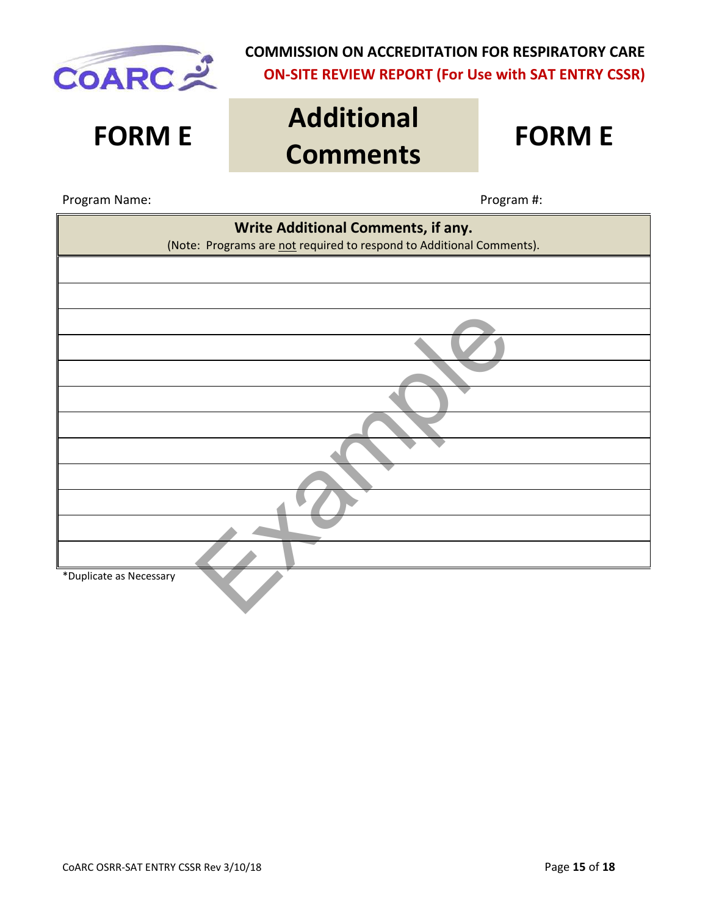**COMMISSION ON ACCREDITATION FOR RESPIRATORY CARE**
**ON-SITE REVIEW REPORT (For Use with SAT ENTRY CSSR)**

# FORM E — Additional Comments — FORM E

Program Name: Program #:

| **Write Additional Comments, if any.** (Note: Programs are not required to respond to Additional Comments). |
|---|
| |
| |
| |
| |
| |
| |
| |
| |
| |
| |
| |
| |

*Duplicate as Necessary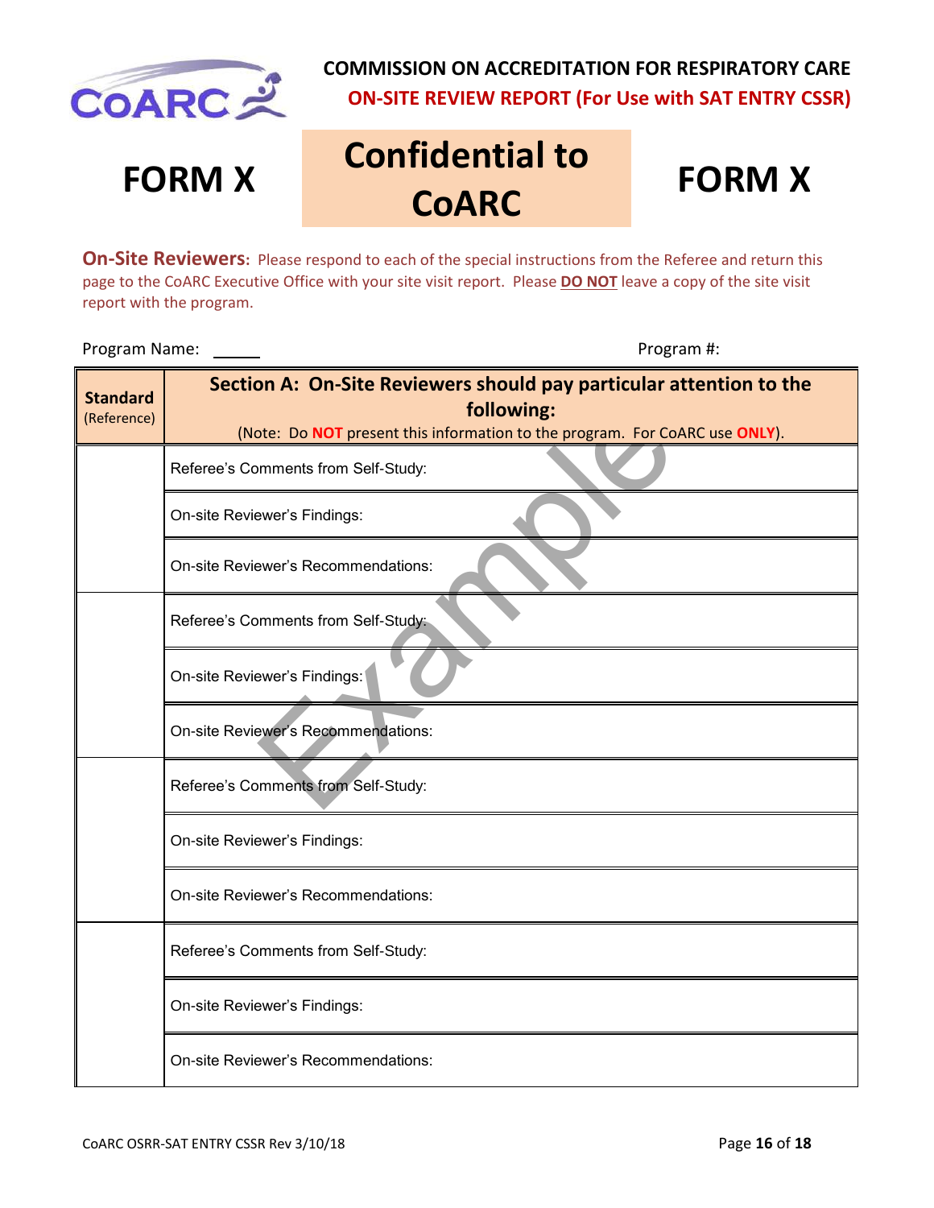**COMMISSION ON ACCREDITATION FOR RESPIRATORY CARE**

**ON-SITE REVIEW REPORT (For Use with SAT ENTRY CSSR)**

# FORM X — Confidential to CoARC — FORM X

**On-Site Reviewers:** Please respond to each of the special instructions from the Referee and return this page to the CoARC Executive Office with your site visit report. Please **DO NOT** leave a copy of the site visit report with the program.

Program Name: ______ Program #:

| **Standard** (Reference) | **Section A: On-Site Reviewers should pay particular attention to the following:** (Note: Do **NOT** present this information to the program. For CoARC use **ONLY**). |
|---|---|
| | Referee's Comments from Self-Study: |
| | On-site Reviewer's Findings: |
| | On-site Reviewer's Recommendations: |
| | Referee's Comments from Self-Study: |
| | On-site Reviewer's Findings: |
| | On-site Reviewer's Recommendations: |
| | Referee's Comments from Self-Study: |
| | On-site Reviewer's Findings: |
| | On-site Reviewer's Recommendations: |
| | Referee's Comments from Self-Study: |
| | On-site Reviewer's Findings: |
| | On-site Reviewer's Recommendations: |

CoARC OSRR-SAT ENTRY CSSR Rev 3/10/18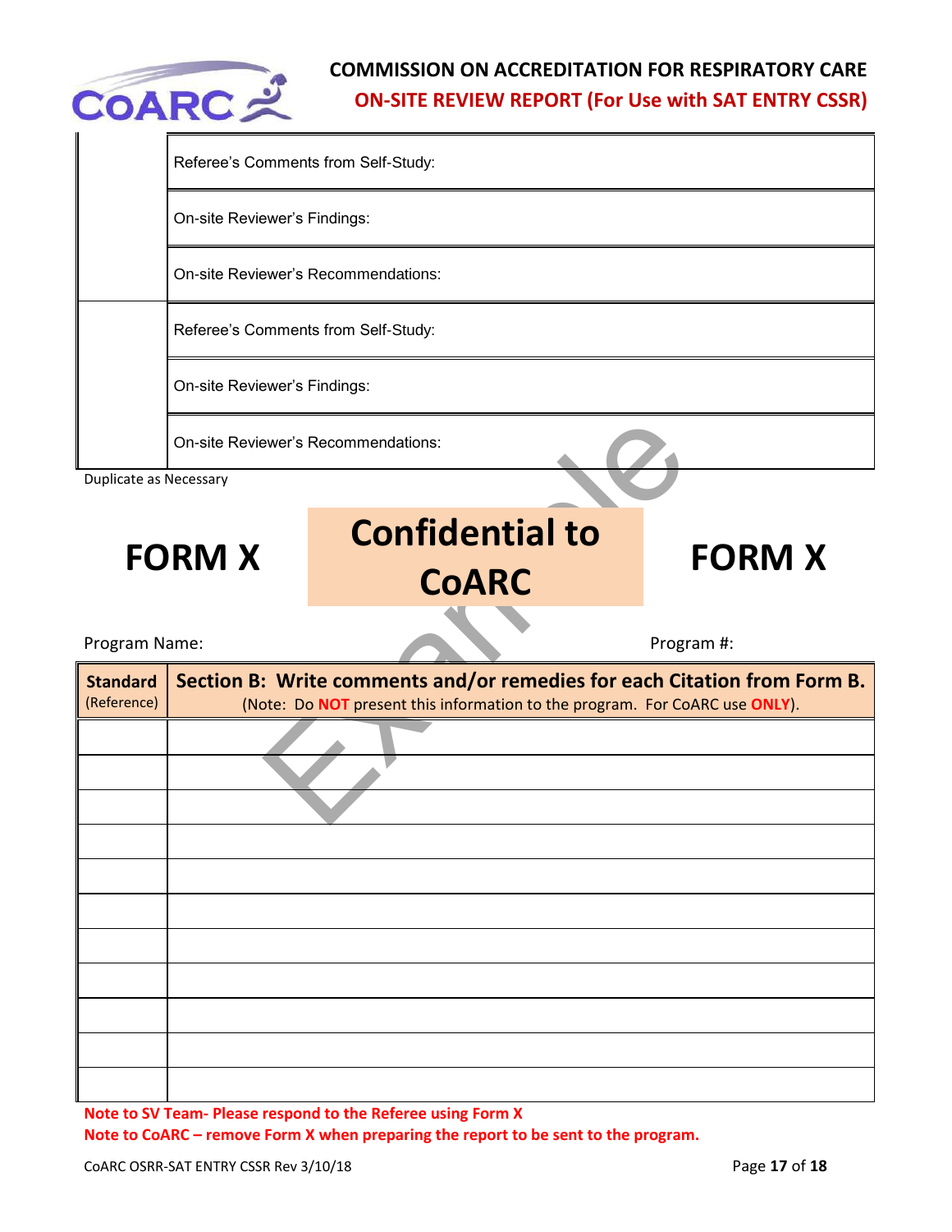| | |
|---|---|
| | Referee's Comments from Self-Study: |
| | On-site Reviewer's Findings: |
| | On-site Reviewer's Recommendations: |
| | Referee's Comments from Self-Study: |
| | On-site Reviewer's Findings: |
| | On-site Reviewer's Recommendations: |

Duplicate as Necessary

# FORM X — Confidential to CoARC — FORM X

Program Name: Program #:

| Standard (Reference) | Section B: Write comments and/or remedies for each Citation from Form B. (Note: Do **NOT** present this information to the program. For CoARC use **ONLY**). |
|---|---|
| | |
| | |
| | |
| | |
| | |
| | |
| | |
| | |
| | |
| | |
| | |

**Note to SV Team- Please respond to the Referee using Form X**

**Note to CoARC – remove Form X when preparing the report to be sent to the program.**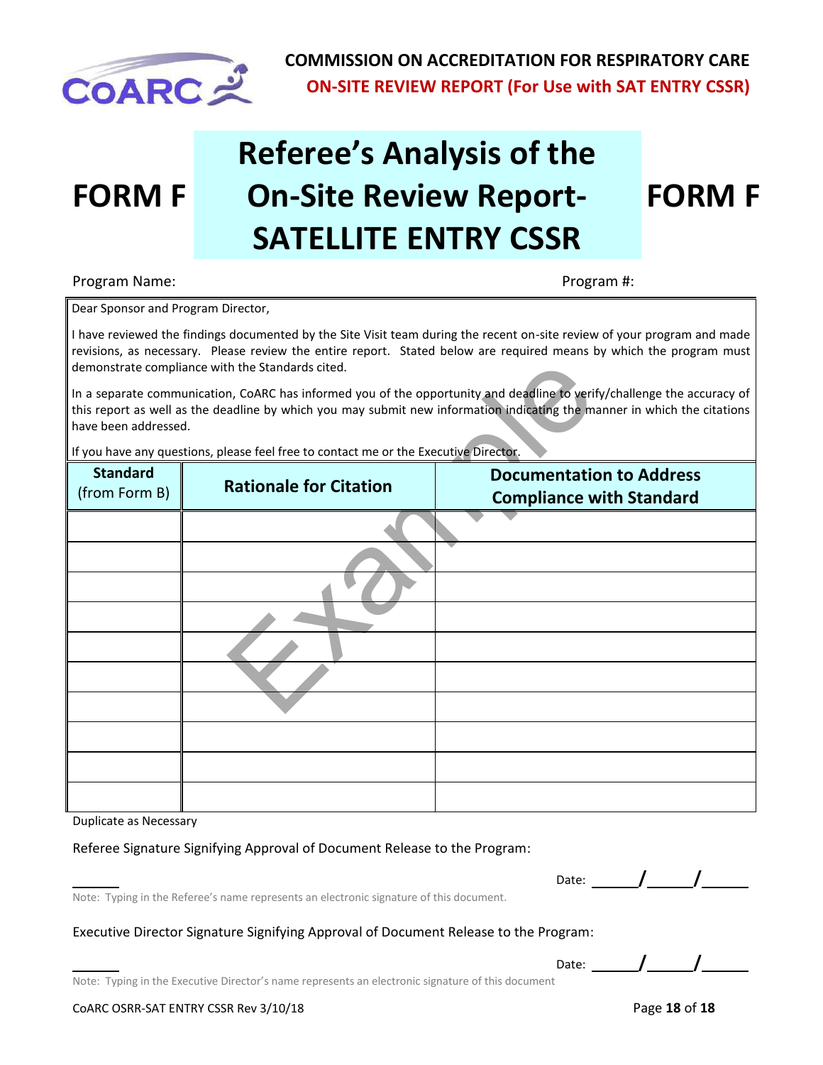**COMMISSION ON ACCREDITATION FOR RESPIRATORY CARE**

**ON-SITE REVIEW REPORT (For Use with SAT ENTRY CSSR)**

# FORM F — Referee's Analysis of the On-Site Review Report- SATELLITE ENTRY CSSR — FORM F

Program Name: Program #:

Dear Sponsor and Program Director,

I have reviewed the findings documented by the Site Visit team during the recent on-site review of your program and made revisions, as necessary. Please review the entire report. Stated below are required means by which the program must demonstrate compliance with the Standards cited.

In a separate communication, CoARC has informed you of the opportunity and deadline to verify/challenge the accuracy of this report as well as the deadline by which you may submit new information indicating the manner in which the citations have been addressed.

If you have any questions, please feel free to contact me or the Executive Director.

| Standard (from Form B) | Rationale for Citation | Documentation to Address Compliance with Standard |
|---|---|---|
| | | |
| | | |
| | | |
| | | |
| | | |
| | | |
| | | |
| | | |
| | | |
| | | |

Duplicate as Necessary

Referee Signature Signifying Approval of Document Release to the Program:

______ Date: ______/______/______

Note: Typing in the Referee's name represents an electronic signature of this document.

Executive Director Signature Signifying Approval of Document Release to the Program:

______ Date: ______/______/______

Note: Typing in the Executive Director's name represents an electronic signature of this document

CoARC OSRR-SAT ENTRY CSSR Rev 3/10/18